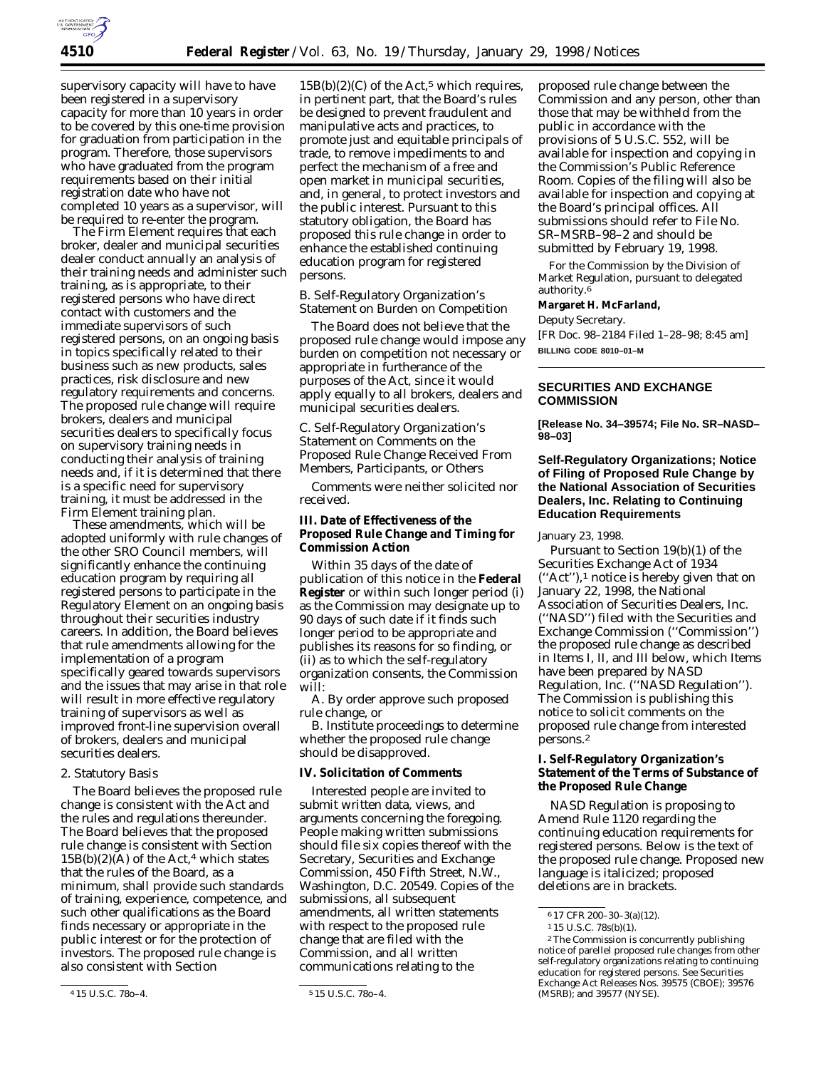supervisory capacity will have to have been registered in a supervisory capacity for more than 10 years in order to be covered by this one-time provision for graduation from participation in the program. Therefore, those supervisors who have graduated from the program requirements based on their initial registration date who have not completed 10 years as a supervisor, will be required to re-enter the program.

The Firm Element requires that each broker, dealer and municipal securities dealer conduct annually an analysis of their training needs and administer such training, as is appropriate, to their registered persons who have direct contact with customers and the immediate supervisors of such registered persons, on an ongoing basis in topics specifically related to their business such as new products, sales practices, risk disclosure and new regulatory requirements and concerns. The proposed rule change will require brokers, dealers and municipal securities dealers to specifically focus on supervisory training needs in conducting their analysis of training needs and, if it is determined that there is a specific need for supervisory training, it must be addressed in the Firm Element training plan.

These amendments, which will be adopted uniformly with rule changes of the other SRO Council members, will significantly enhance the continuing education program by requiring all registered persons to participate in the Regulatory Element on an ongoing basis throughout their securities industry careers. In addition, the Board believes that rule amendments allowing for the implementation of a program specifically geared towards supervisors and the issues that may arise in that role will result in more effective regulatory training of supervisors as well as improved front-line supervision overall of brokers, dealers and municipal securities dealers.

2. Statutory Basis

The Board believes the proposed rule change is consistent with the Act and the rules and regulations thereunder. The Board believes that the proposed rule change is consistent with Section 15B(b)(2)(A) of the Act,[4] which states that the rules of the Board, as a minimum, shall provide such standards of training, experience, competence, and such other qualifications as the Board finds necessary or appropriate in the public interest or for the protection of investors. The proposed rule change is also consistent with Section 15B(b)(2)(C) of the Act,[5] which requires, in pertinent part, that the Board's rules be designed to prevent fraudulent and manipulative acts and practices, to promote just and equitable principals of trade, to remove impediments to and perfect the mechanism of a free and open market in municipal securities, and, in general, to protect investors and the public interest. Pursuant to this statutory obligation, the Board has proposed this rule change in order to enhance the established continuing education program for registered persons.

*B. Self-Regulatory Organization's Statement on Burden on Competition*

The Board does not believe that the proposed rule change would impose any burden on competition not necessary or appropriate in furtherance of the purposes of the Act, since it would apply equally to all brokers, dealers and municipal securities dealers.

*C. Self-Regulatory Organization's Statement on Comments on the Proposed Rule Change Received From Members, Participants, or Others*

Comments were neither solicited nor received.

## III. Date of Effectiveness of the Proposed Rule Change and Timing for Commission Action

Within 35 days of the date of publication of this notice in the **Federal Register** or within such longer period (i) as the Commission may designate up to 90 days of such date if it finds such longer period to be appropriate and publishes its reasons for so finding, or (ii) as to which the self-regulatory organization consents, the Commission will:

A. By order approve such proposed rule change, or

B. Institute proceedings to determine whether the proposed rule change should be disapproved.

## IV. Solicitation of Comments

Interested people are invited to submit written data, views, and arguments concerning the foregoing. People making written submissions should file six copies thereof with the Secretary, Securities and Exchange Commission, 450 Fifth Street, N.W., Washington, D.C. 20549. Copies of the submissions, all subsequent amendments, all written statements with respect to the proposed rule change that are filed with the Commission, and all written communications relating to the proposed rule change between the Commission and any person, other than those that may be withheld from the public in accordance with the provisions of 5 U.S.C. 552, will be available for inspection and copying in the Commission's Public Reference Room. Copies of the filing will also be available for inspection and copying at the Board's principal offices. All submissions should refer to File No. SR–MSRB–98–2 and should be submitted by February 19, 1998.

For the Commission by the Division of Market Regulation, pursuant to delegated authority.[6]

**Margaret H. McFarland,**

*Deputy Secretary.*

[FR Doc. 98–2184 Filed 1–28–98; 8:45 am]

**BILLING CODE 8010–01–M**

---

## SECURITIES AND EXCHANGE COMMISSION

**[Release No. 34–39574; File No. SR–NASD–98–03]**

## Self-Regulatory Organizations; Notice of Filing of Proposed Rule Change by the National Association of Securities Dealers, Inc. Relating to Continuing Education Requirements

January 23, 1998.

Pursuant to Section 19(b)(1) of the Securities Exchange Act of 1934 ("Act"),[1] notice is hereby given that on January 22, 1998, the National Association of Securities Dealers, Inc. ("NASD") filed with the Securities and Exchange Commission ("Commission") the proposed rule change as described in Items I, II, and III below, which Items have been prepared by NASD Regulation, Inc. ("NASD Regulation"). The Commission is publishing this notice to solicit comments on the proposed rule change from interested persons.[2]

## I. Self-Regulatory Organization's Statement of the Terms of Substance of the Proposed Rule Change

NASD Regulation is proposing to Amend Rule 1120 regarding the continuing education requirements for registered persons. Below is the text of the proposed rule change. Proposed new language is italicized; proposed deletions are in brackets.

---

[4] 15 U.S.C. 78o–4.

[5] 15 U.S.C. 78o–4.

[6] 17 CFR 200–30–3(a)(12).

[1] 15 U.S.C. 78s(b)(1).

[2] The Commission is concurrently publishing notice of parellel proposed rule changes from other self-regulatory organizations relating to continuing education for registered persons. See Securities Exchange Act Releases Nos. 39575 (CBOE); 39576 (MSRB); and 39577 (NYSE).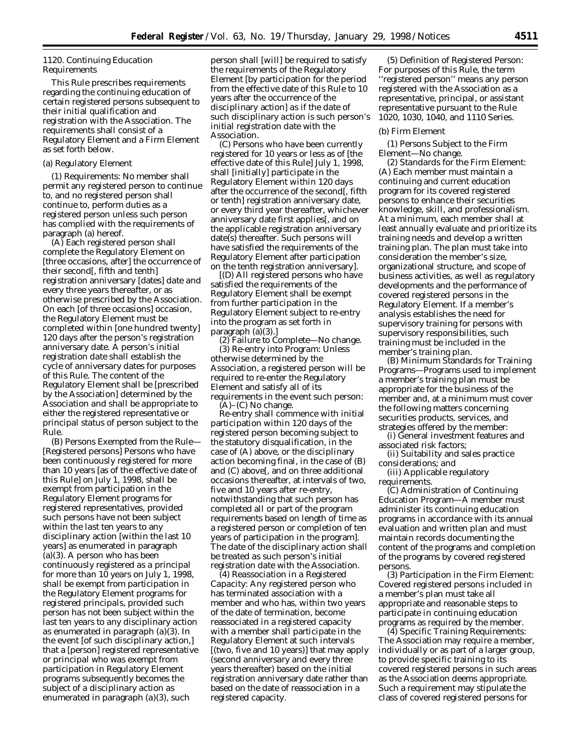1120. Continuing Education Requirements

This Rule prescribes requirements regarding the continuing education of certain registered persons subsequent to their initial qualification and registration with the Association. The requirements shall consist of a Regulatory Element and a Firm Element as set forth below.

(a) Regulatory Element

(1) Requirements: No member shall permit any registered person to continue to, and no registered person shall continue to, perform duties as a registered person unless such person has complied with the requirements of paragraph (a) hereof.

(A) Each registered person shall complete the Regulatory Element on [three occasions, after] the occurrence of their second[, fifth and tenth] registration anniversary [dates] date and every three years thereafter, or as otherwise prescribed by the Association. On each [of three occasions] occasion, the Regulatory Element must be completed within [one hundred twenty] 120 days after the person's registration anniversary date. A person's initial registration date shall establish the cycle of anniversary dates for purposes of this Rule. The content of the Regulatory Element shall be [prescribed by the Association] determined by the Association and shall be appropriate to either the registered representative or principal status of person subject to the Rule.

(B) Persons Exempted from the Rule—[Registered persons] Persons who have been continuously registered for more than 10 years [as of the effective date of this Rule] on July 1, 1998, shall be exempt from participation in the Regulatory Element programs for registered representatives, provided such persons have not been subject within the last ten years to any disciplinary action [within the last 10 years] as enumerated in paragraph (a)(3). A person who has been continuously registered as a principal for more than 10 years on July 1, 1998, shall be exempt from participation in the Regulatory Element programs for registered principals, provided such person has not been subject within the last ten years to any disciplinary action as enumerated in paragraph (a)(3). In the event [of such disciplinary action,] that a [person] registered representative or principal who was exempt from participation in Regulatory Element programs subsequently becomes the subject of a disciplinary action as enumerated in paragraph (a)(3), such person shall [will] be required to satisfy the requirements of the Regulatory Element [by participation for the period from the effective date of this Rule to 10 years after the occurrence of the disciplinary action] as if the date of such disciplinary action is such person's initial registration date with the Association.

(C) Persons who have been currently registered for 10 years or less as of [the effective date of this Rule] July 1, 1998, shall [initially] participate in the Regulatory Element within 120 days after the occurrence of the second[, fifth or tenth] registration anniversary date, or every third year thereafter, whichever anniversary date first applies[, and on the applicable registration anniversary date(s) thereafter. Such persons will have satisfied the requirements of the Regulatory Element after participation on the tenth registration anniversary].

[(D) All registered persons who have satisfied the requirements of the Regulatory Element shall be exempt from further participation in the Regulatory Element subject to re-entry into the program as set forth in paragraph (a)(3).]

(2) Failure to Complete—No change.

(3) Re-entry into Program: Unless otherwise determined by the Association, a registered person will be required to re-enter the Regulatory Element and satisfy all of its requirements in the event such person:

(A)–(C) No change.

Re-entry shall commence with initial participation within 120 days of the registered person becoming subject to the statutory disqualification, in the case of (A) above, or the disciplinary action becoming final, in the case of (B) and (C) above[, and on three additional occasions thereafter, at intervals of two, five and 10 years after re-entry, notwithstanding that such person has completed all or part of the program requirements based on length of time as a registered person or completion of ten years of participation in the program]. The date of the disciplinary action shall be treated as such person's initial registration date with the Association.

(4) Reassociation in a Registered Capacity: Any registered person who has terminated association with a member and who has, within two years of the date of termination, become reassociated in a registered capacity with a member shall participate in the Regulatory Element at such intervals [(two, five and 10 years)] that may apply (second anniversary and every three years thereafter) based on the initial registration anniversary date rather than based on the date of reassociation in a registered capacity.

(5) Definition of Registered Person: For purposes of this Rule, the term "registered person" means any person registered with the Association as a representative, principal, or assistant representative pursuant to the Rule 1020, 1030, 1040, and 1110 Series.

(b) Firm Element

(1) Persons Subject to the Firm Element—No change.

(2) Standards for the Firm Element:

(A) Each member must maintain a continuing and current education program for its covered registered persons to enhance their securities knowledge, skill, and professionalism. At a minimum, each member shall at least annually evaluate and prioritize its training needs and develop a written training plan. The plan must take into consideration the member's size, organizational structure, and scope of business activities, as well as regulatory developments and the performance of covered registered persons in the Regulatory Element. If a member's analysis establishes the need for supervisory training for persons with supervisory responsibilities, such training must be included in the member's training plan.

(B) Minimum Standards for Training Programs—Programs used to implement a member's training plan must be appropriate for the business of the member and, at a minimum must cover the following matters concerning securities products, services, and strategies offered by the member:

(i) General investment features and associated risk factors;

(ii) Suitability and sales practice considerations; and

(iii) Applicable regulatory requirements.

(C) Administration of Continuing Education Program—A member must administer its continuing education programs in accordance with its annual evaluation and written plan and must maintain records documenting the content of the programs and completion of the programs by covered registered persons.

(3) Participation in the Firm Element: Covered registered persons included in a member's plan must take all appropriate and reasonable steps to participate in continuing education programs as required by the member.

(4) Specific Training Requirements: The Association may require a member, individually or as part of a larger group, to provide specific training to its covered registered persons in such areas as the Association deems appropriate. Such a requirement may stipulate the class of covered registered persons for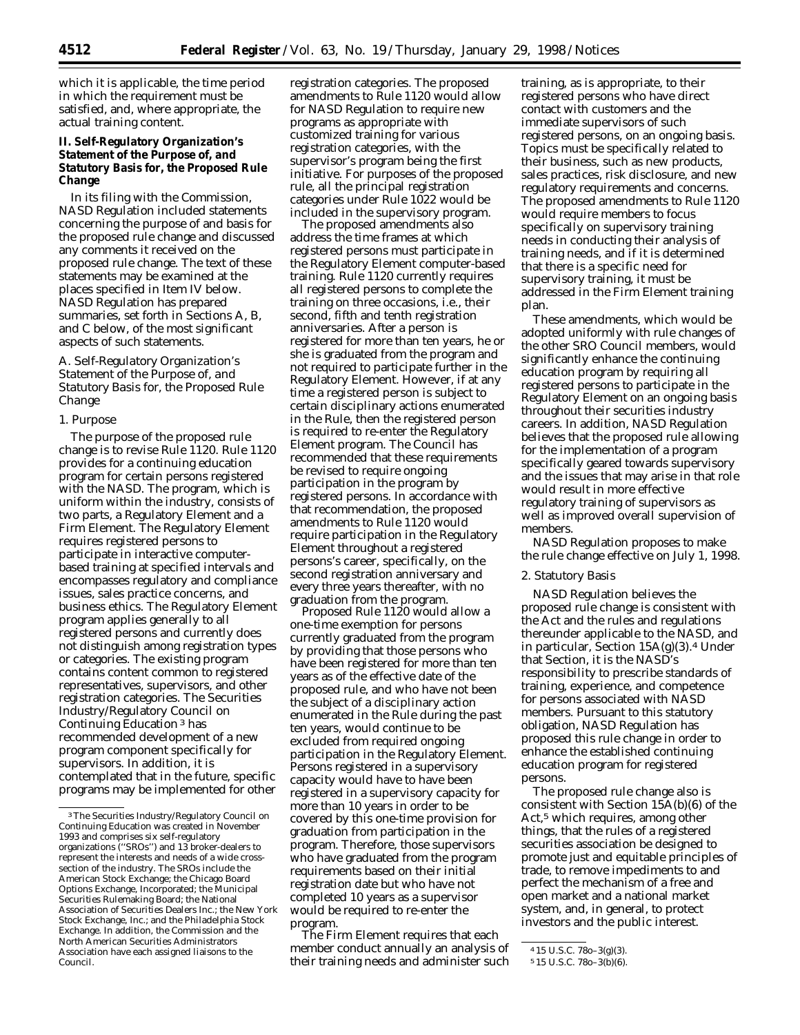which it is applicable, the time period in which the requirement must be satisfied, and, where appropriate, the actual training content.

## II. Self-Regulatory Organization's Statement of the Purpose of, and Statutory Basis for, the Proposed Rule Change

In its filing with the Commission, NASD Regulation included statements concerning the purpose of and basis for the proposed rule change and discussed any comments it received on the proposed rule change. The text of these statements may be examined at the places specified in Item IV below. NASD Regulation has prepared summaries, set forth in Sections A, B, and C below, of the most significant aspects of such statements.

*A. Self-Regulatory Organization's Statement of the Purpose of, and Statutory Basis for, the Proposed Rule Change*

1. Purpose

The purpose of the proposed rule change is to revise Rule 1120. Rule 1120 provides for a continuing education program for certain persons registered with the NASD. The program, which is uniform within the industry, consists of two parts, a Regulatory Element and a Firm Element. The Regulatory Element requires registered persons to participate in interactive computer-based training at specified intervals and encompasses regulatory and compliance issues, sales practice concerns, and business ethics. The Regulatory Element program applies generally to all registered persons and currently does not distinguish among registration types or categories. The existing program contains content common to registered representatives, supervisors, and other registration categories. The Securities Industry/Regulatory Council on Continuing Education [3] has recommended development of a new program component specifically for supervisors. In addition, it is contemplated that in the future, specific programs may be implemented for other registration categories. The proposed amendments to Rule 1120 would allow for NASD Regulation to require new programs as appropriate with customized training for various registration categories, with the supervisor's program being the first initiative. For purposes of the proposed rule, all the principal registration categories under Rule 1022 would be included in the supervisory program.

The proposed amendments also address the time frames at which registered persons must participate in the Regulatory Element computer-based training. Rule 1120 currently requires all registered persons to complete the training on three occasions, *i.e.*, their second, fifth and tenth registration anniversaries. After a person is registered for more than ten years, he or she is graduated from the program and not required to participate further in the Regulatory Element. However, if at any time a registered person is subject to certain disciplinary actions enumerated in the Rule, then the registered person is required to re-enter the Regulatory Element program. The Council has recommended that these requirements be revised to require ongoing participation in the program by registered persons. In accordance with that recommendation, the proposed amendments to Rule 1120 would require participation in the Regulatory Element throughout a registered persons's career, specifically, on the second registration anniversary and every three years thereafter, with no graduation from the program.

Proposed Rule 1120 would allow a one-time exemption for persons currently graduated from the program by providing that those persons who have been registered for more than ten years as of the effective date of the proposed rule, and who have not been the subject of a disciplinary action enumerated in the Rule during the past ten years, would continue to be excluded from required ongoing participation in the Regulatory Element. Persons registered in a supervisory capacity would have to have been registered in a supervisory capacity for more than 10 years in order to be covered by this one-time provision for graduation from participation in the program. Therefore, those supervisors who have graduated from the program requirements based on their initial registration date but who have not completed 10 years as a supervisor would be required to re-enter the program.

The Firm Element requires that each member conduct annually an analysis of their training needs and administer such training, as is appropriate, to their registered persons who have direct contact with customers and the immediate supervisors of such registered persons, on an ongoing basis. Topics must be specifically related to their business, such as new products, sales practices, risk disclosure, and new regulatory requirements and concerns. The proposed amendments to Rule 1120 would require members to focus specifically on supervisory training needs in conducting their analysis of training needs, and if it is determined that there is a specific need for supervisory training, it must be addressed in the Firm Element training plan.

These amendments, which would be adopted uniformly with rule changes of the other SRO Council members, would significantly enhance the continuing education program by requiring all registered persons to participate in the Regulatory Element on an ongoing basis throughout their securities industry careers. In addition, NASD Regulation believes that the proposed rule allowing for the implementation of a program specifically geared towards supervisory and the issues that may arise in that role would result in more effective regulatory training of supervisors as well as improved overall supervision of members.

NASD Regulation proposes to make the rule change effective on July 1, 1998.

2. Statutory Basis

NASD Regulation believes the proposed rule change is consistent with the Act and the rules and regulations thereunder applicable to the NASD, and in particular, Section 15A(g)(3).[4] Under that Section, it is the NASD's responsibility to prescribe standards of training, experience, and competence for persons associated with NASD members. Pursuant to this statutory obligation, NASD Regulation has proposed this rule change in order to enhance the established continuing education program for registered persons.

The proposed rule change also is consistent with Section 15A(b)(6) of the Act,[5] which requires, among other things, that the rules of a registered securities association be designed to promote just and equitable principles of trade, to remove impediments to and perfect the mechanism of a free and open market and a national market system, and, in general, to protect investors and the public interest.

---

[3] The Securities Industry/Regulatory Council on Continuing Education was created in November 1993 and comprises six self-regulatory organizations ("SROs") and 13 broker-dealers to represent the interests and needs of a wide cross-section of the industry. The SROs include the American Stock Exchange; the Chicago Board Options Exchange, Incorporated; the Municipal Securities Rulemaking Board; the National Association of Securities Dealers Inc.; the New York Stock Exchange, Inc.; and the Philadelphia Stock Exchange. In addition, the Commission and the North American Securities Administrators Association have each assigned liaisons to the Council.

[4] 15 U.S.C. 78o–3(g)(3).

[5] 15 U.S.C. 78o–3(b)(6).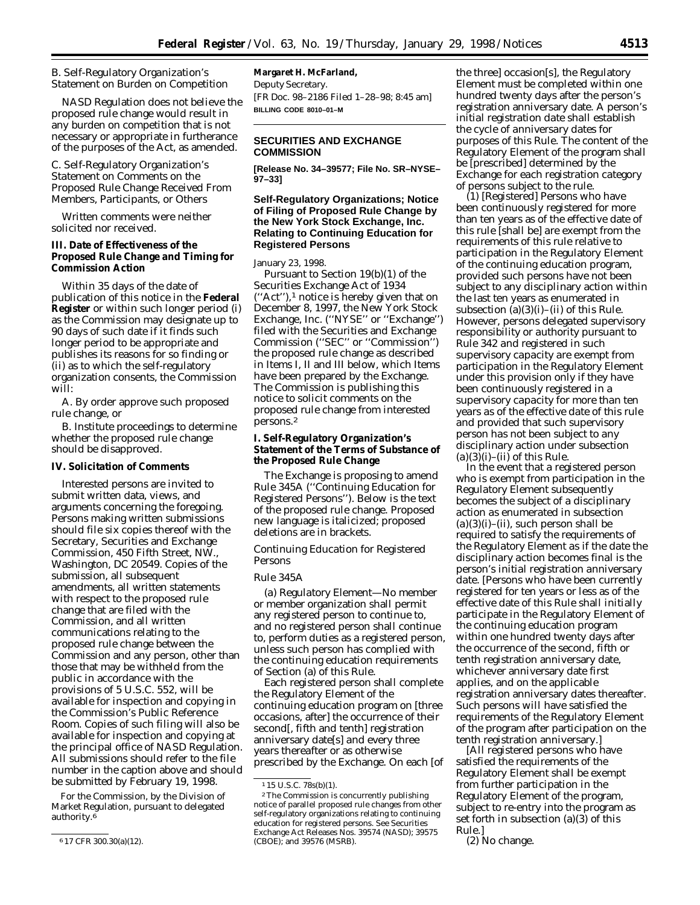B. Self-Regulatory Organization's Statement on Burden on Competition

NASD Regulation does not believe the proposed rule change would result in any burden on competition that is not necessary or appropriate in furtherance of the purposes of the Act, as amended.

C. Self-Regulatory Organization's Statement on Comments on the Proposed Rule Change Received From Members, Participants, or Others

Written comments were neither solicited nor received.

## III. Date of Effectiveness of the Proposed Rule Change and Timing for Commission Action

Within 35 days of the date of publication of this notice in the **Federal Register** or within such longer period (i) as the Commission may designate up to 90 days of such date if it finds such longer period to be appropriate and publishes its reasons for so finding or (ii) as to which the self-regulatory organization consents, the Commission will:

A. By order approve such proposed rule change, or

B. Institute proceedings to determine whether the proposed rule change should be disapproved.

## IV. Solicitation of Comments

Interested persons are invited to submit written data, views, and arguments concerning the foregoing. Persons making written submissions should file six copies thereof with the Secretary, Securities and Exchange Commission, 450 Fifth Street, NW., Washington, DC 20549. Copies of the submission, all subsequent amendments, all written statements with respect to the proposed rule change that are filed with the Commission, and all written communications relating to the proposed rule change between the Commission and any person, other than those that may be withheld from the public in accordance with the provisions of 5 U.S.C. 552, will be available for inspection and copying in the Commission's Public Reference Room. Copies of such filing will also be available for inspection and copying at the principal office of NASD Regulation. All submissions should refer to the file number in the caption above and should be submitted by February 19, 1998.

For the Commission, by the Division of Market Regulation, pursuant to delegated authority.[6]

**Margaret H. McFarland,**

*Deputy Secretary.*

[FR Doc. 98–2186 Filed 1–28–98; 8:45 am]

**BILLING CODE 8010–01–M**

[6] 17 CFR 300.30(a)(12).

---

## SECURITIES AND EXCHANGE COMMISSION

**[Release No. 34–39577; File No. SR–NYSE–97–33]**

## Self-Regulatory Organizations; Notice of Filing of Proposed Rule Change by the New York Stock Exchange, Inc. Relating to Continuing Education for Registered Persons

January 23, 1998.

Pursuant to Section 19(b)(1) of the Securities Exchange Act of 1934 ("Act"),[1] notice is hereby given that on December 8, 1997, the New York Stock Exchange, Inc. ("NYSE" or "Exchange") filed with the Securities and Exchange Commission ("SEC" or "Commission") the proposed rule change as described in Items I, II and III below, which Items have been prepared by the Exchange. The Commission is publishing this notice to solicit comments on the proposed rule change from interested persons.[2]

## I. Self-Regulatory Organization's Statement of the Terms of Substance of the Proposed Rule Change

The Exchange is proposing to amend Rule 345A ("Continuing Education for Registered Persons"). Below is the text of the proposed rule change. Proposed new language is italicized; proposed deletions are in brackets.

*Continuing Education for Registered Persons*

*Rule 345A*

(a) *Regulatory Element*—No member or member organization shall permit any registered person to continue to, and no registered person shall continue to, perform duties as a registered person, unless such person has complied with the continuing education requirements of Section (a) of this Rule.

Each registered person shall complete the Regulatory Element of the continuing education program on [three occasions, after] the occurrence of their second[, fifth and tenth] registration anniversary date[s] *and every three years thereafter or as otherwise prescribed by the Exchange.* On each [of the three] occasion[s], the Regulatory Element must be completed within one hundred twenty days after the person's registration anniversary date. A person's initial registration date shall establish the cycle of anniversary dates for purposes of this Rule. The content of the Regulatory Element of the program shall be [prescribed] *determined* by the Exchange *for each registration category of persons subject to the rule.*

(1) [Registered] *Persons who have been continuously registered for more than ten years as of the effective date of this rule* [shall be] *are* exempt from the requirements of this rule relative to participation in the Regulatory Element of the continuing education program, provided such persons have not been subject to any disciplinary action within the last ten years as enumerated in subsection (a)(3)(i)–(ii) of this Rule. *However, persons delegated supervisory responsibility or authority pursuant to Rule 342 and registered in such supervisory capacity are exempt from participation in the Regulatory Element under this provision only if they have been continuously registered in a supervisory capacity for more than ten years as of the effective date of this rule and provided that such supervisory person has not been subject to any disciplinary action under subsection (a)(3)(i)–(ii) of this Rule.*

*In the event that a registered person who is exempt from participation in the Regulatory Element subsequently becomes the subject of a disciplinary action as enumerated in subsection (a)(3)(i)–(ii), such person shall be required to satisfy the requirements of the Regulatory Element as if the date the disciplinary action becomes final is the person's initial registration anniversary date.* [Persons who have been currently registered for ten years or less as of the effective date of this Rule shall initially participate in the Regulatory Element of the continuing education program within one hundred twenty days after the occurrence of the second, fifth or tenth registration anniversary date, whichever anniversary date first applies, and on the applicable registration anniversary dates thereafter. Such persons will have satisfied the requirements of the Regulatory Element of the program after participation on the tenth registration anniversary.]

[All registered persons who have satisfied the requirements of the Regulatory Element shall be exempt from further participation in the Regulatory Element of the program, subject to re-entry into the program as set forth in subsection (a)(3) of this Rule.]

(2) No change.

[1] 15 U.S.C. 78s(b)(1).

[2] The Commission is concurrently publishing notice of parallel proposed rule changes from other self-regulatory organizations relating to continuing education for registered persons. *See* Securities Exchange Act Releases Nos. 39574 (NASD); 39575 (CBOE); and 39576 (MSRB).